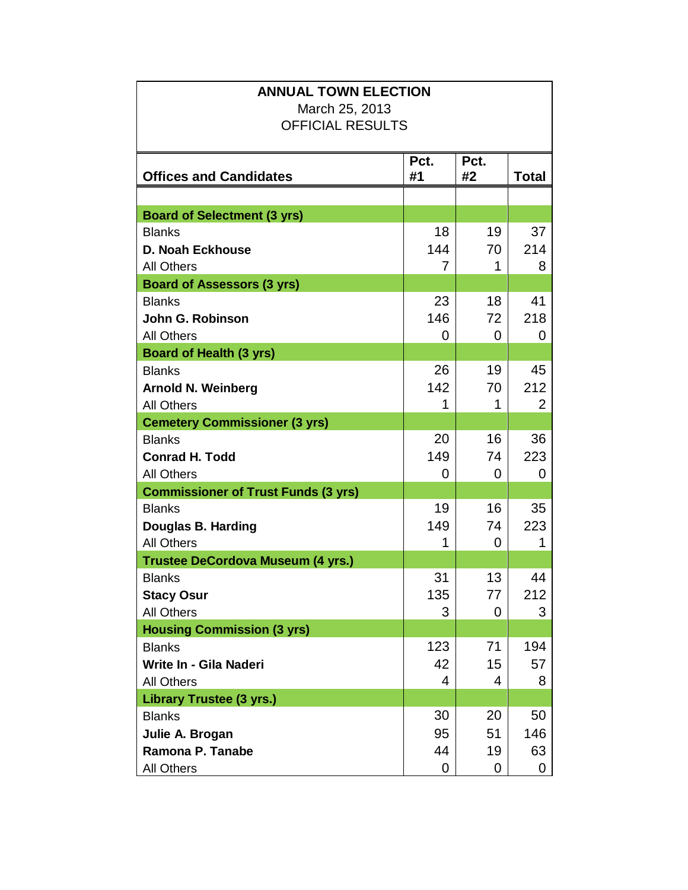# ANNUAL TOWN ELECTION

March 25, 2013

OFFICIAL RESULTS

| Offices and Candidates | Pct. #1 | Pct. #2 | Total |
|---|---|---|---|
| **Board of Selectment (3 yrs)** | | | |
| Blanks | 18 | 19 | 37 |
| **D. Noah Eckhouse** | 144 | 70 | 214 |
| All Others | 7 | 1 | 8 |
| **Board of Assessors (3 yrs)** | | | |
| Blanks | 23 | 18 | 41 |
| **John G. Robinson** | 146 | 72 | 218 |
| All Others | 0 | 0 | 0 |
| **Board of Health (3 yrs)** | | | |
| Blanks | 26 | 19 | 45 |
| **Arnold N. Weinberg** | 142 | 70 | 212 |
| All Others | 1 | 1 | 2 |
| **Cemetery Commissioner (3 yrs)** | | | |
| Blanks | 20 | 16 | 36 |
| **Conrad H. Todd** | 149 | 74 | 223 |
| All Others | 0 | 0 | 0 |
| **Commissioner of Trust Funds (3 yrs)** | | | |
| Blanks | 19 | 16 | 35 |
| **Douglas B. Harding** | 149 | 74 | 223 |
| All Others | 1 | 0 | 1 |
| **Trustee DeCordova Museum (4 yrs.)** | | | |
| Blanks | 31 | 13 | 44 |
| **Stacy Osur** | 135 | 77 | 212 |
| All Others | 3 | 0 | 3 |
| **Housing Commission (3 yrs)** | | | |
| Blanks | 123 | 71 | 194 |
| **Write In - Gila Naderi** | 42 | 15 | 57 |
| All Others | 4 | 4 | 8 |
| **Library Trustee (3 yrs.)** | | | |
| Blanks | 30 | 20 | 50 |
| **Julie A. Brogan** | 95 | 51 | 146 |
| **Ramona P. Tanabe** | 44 | 19 | 63 |
| All Others | 0 | 0 | 0 |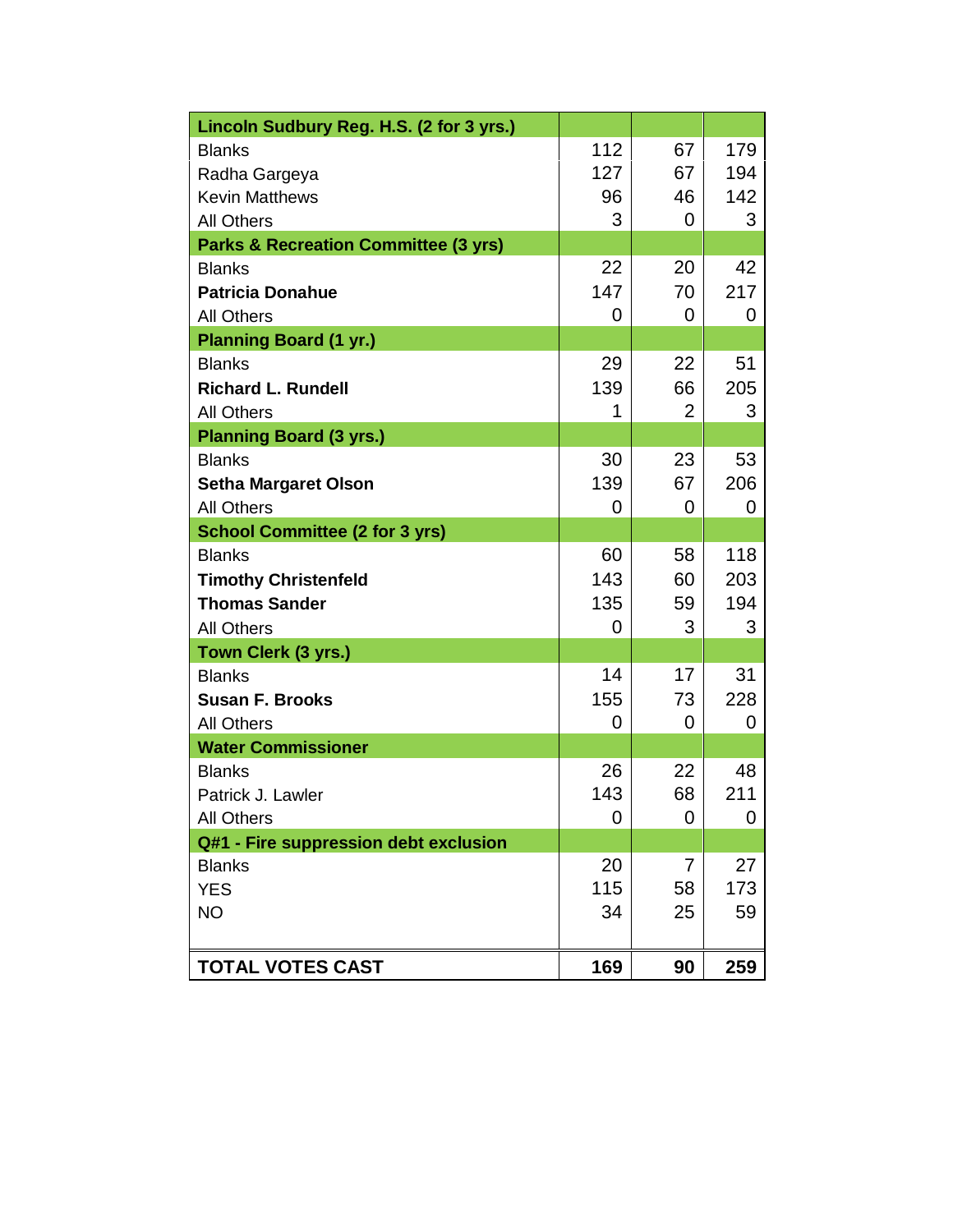| | | | |
|---|---|---|---|
| **Lincoln Sudbury Reg. H.S. (2 for 3 yrs.)** | | | |
| Blanks | 112 | 67 | 179 |
| Radha Gargeya | 127 | 67 | 194 |
| Kevin Matthews | 96 | 46 | 142 |
| All Others | 3 | 0 | 3 |
| **Parks & Recreation Committee (3 yrs)** | | | |
| Blanks | 22 | 20 | 42 |
| **Patricia Donahue** | 147 | 70 | 217 |
| All Others | 0 | 0 | 0 |
| **Planning Board (1 yr.)** | | | |
| Blanks | 29 | 22 | 51 |
| **Richard L. Rundell** | 139 | 66 | 205 |
| All Others | 1 | 2 | 3 |
| **Planning Board (3 yrs.)** | | | |
| Blanks | 30 | 23 | 53 |
| **Setha Margaret Olson** | 139 | 67 | 206 |
| All Others | 0 | 0 | 0 |
| **School Committee (2 for 3 yrs)** | | | |
| Blanks | 60 | 58 | 118 |
| **Timothy Christenfeld** | 143 | 60 | 203 |
| **Thomas Sander** | 135 | 59 | 194 |
| All Others | 0 | 3 | 3 |
| **Town Clerk (3 yrs.)** | | | |
| Blanks | 14 | 17 | 31 |
| **Susan F. Brooks** | 155 | 73 | 228 |
| All Others | 0 | 0 | 0 |
| **Water Commissioner** | | | |
| Blanks | 26 | 22 | 48 |
| Patrick J. Lawler | 143 | 68 | 211 |
| All Others | 0 | 0 | 0 |
| **Q#1 - Fire suppression debt exclusion** | | | |
| Blanks | 20 | 7 | 27 |
| YES | 115 | 58 | 173 |
| NO | 34 | 25 | 59 |
| **TOTAL VOTES CAST** | **169** | **90** | **259** |